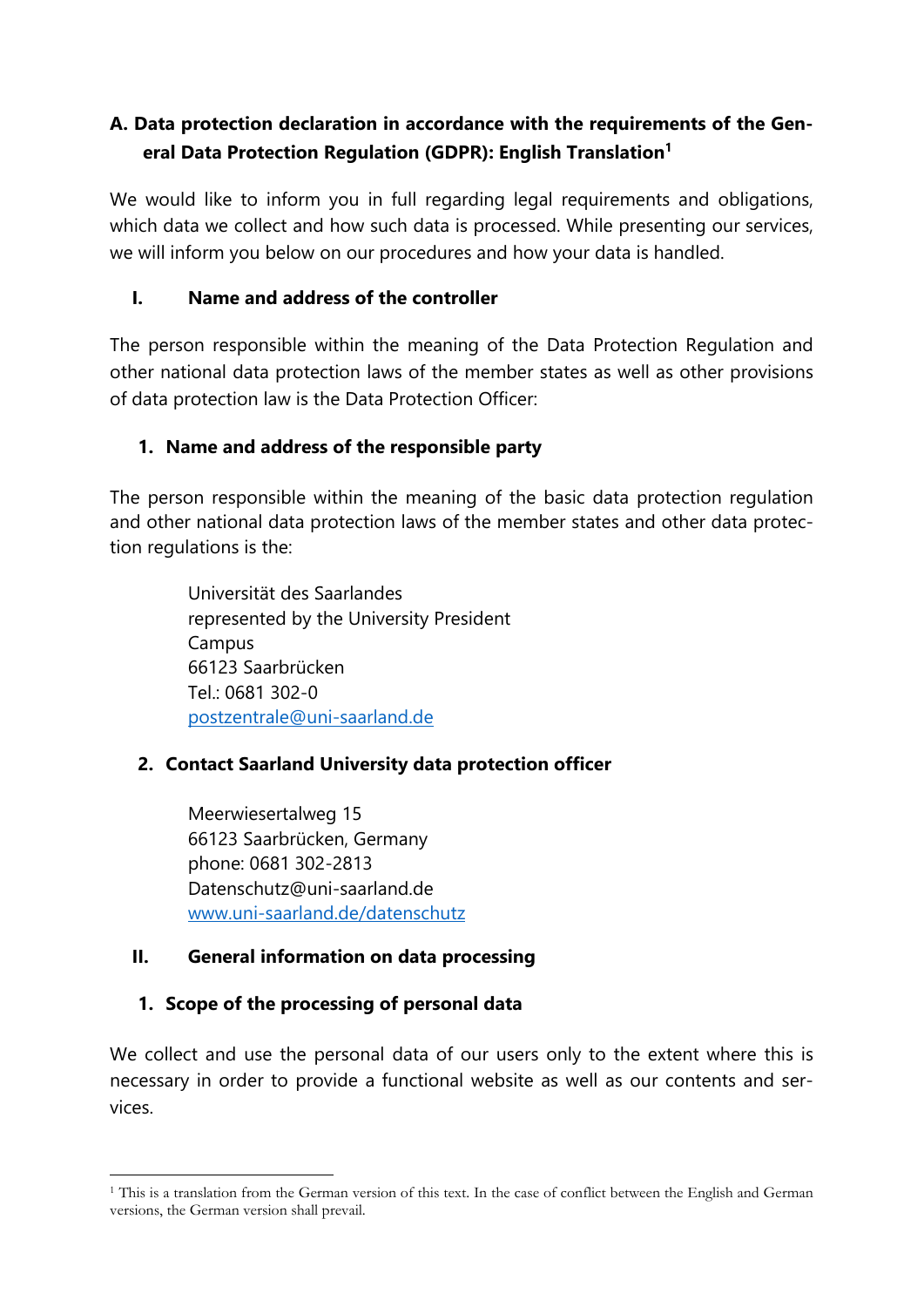# A. Data protection declaration in accordance with the requirements of the General Data Protection Regulation (GDPR): English Translation[1]

We would like to inform you in full regarding legal requirements and obligations, which data we collect and how such data is processed. While presenting our services, we will inform you below on our procedures and how your data is handled.

## I. Name and address of the controller

The person responsible within the meaning of the Data Protection Regulation and other national data protection laws of the member states as well as other provisions of data protection law is the Data Protection Officer:

### 1. Name and address of the responsible party

The person responsible within the meaning of the basic data protection regulation and other national data protection laws of the member states and other data protection regulations is the:

Universität des Saarlandes  
represented by the University President  
Campus  
66123 Saarbrücken  
Tel.: 0681 302-0  
postzentrale@uni-saarland.de

### 2. Contact Saarland University data protection officer

Meerwiesertalweg 15  
66123 Saarbrücken, Germany  
phone: 0681 302-2813  
Datenschutz@uni-saarland.de  
www.uni-saarland.de/datenschutz

## II. General information on data processing

### 1. Scope of the processing of personal data

We collect and use the personal data of our users only to the extent where this is necessary in order to provide a functional website as well as our contents and services.

[1] This is a translation from the German version of this text. In the case of conflict between the English and German versions, the German version shall prevail.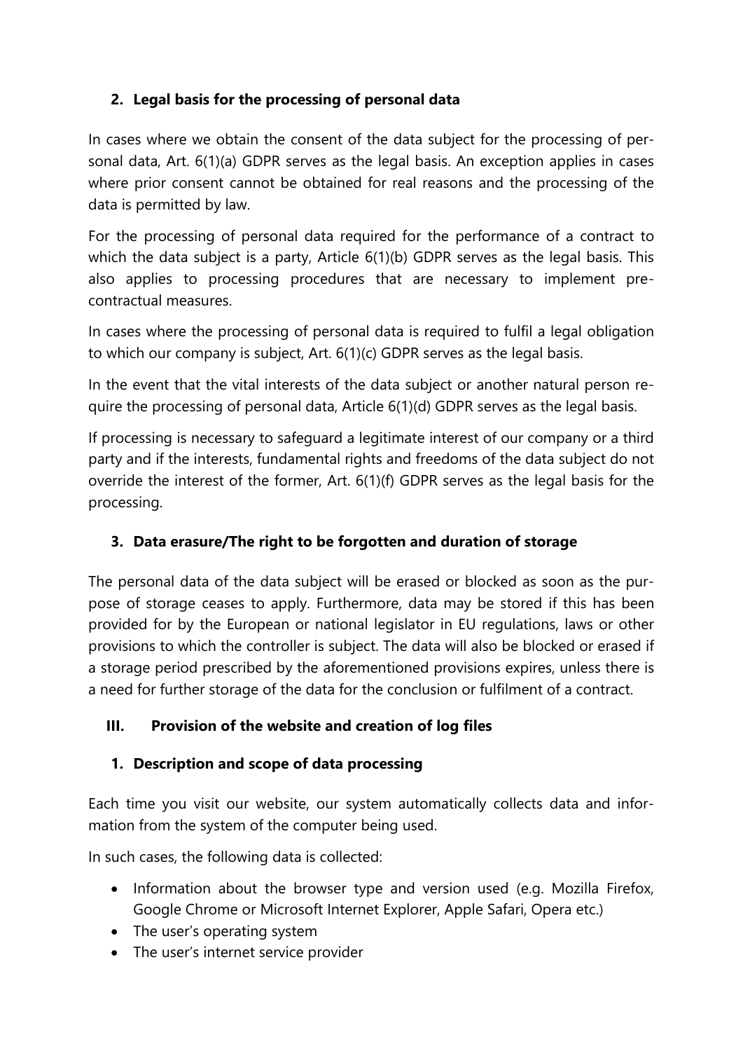## 2. Legal basis for the processing of personal data

In cases where we obtain the consent of the data subject for the processing of personal data, Art. 6(1)(a) GDPR serves as the legal basis. An exception applies in cases where prior consent cannot be obtained for real reasons and the processing of the data is permitted by law.

For the processing of personal data required for the performance of a contract to which the data subject is a party, Article 6(1)(b) GDPR serves as the legal basis. This also applies to processing procedures that are necessary to implement pre-contractual measures.

In cases where the processing of personal data is required to fulfil a legal obligation to which our company is subject, Art. 6(1)(c) GDPR serves as the legal basis.

In the event that the vital interests of the data subject or another natural person require the processing of personal data, Article 6(1)(d) GDPR serves as the legal basis.

If processing is necessary to safeguard a legitimate interest of our company or a third party and if the interests, fundamental rights and freedoms of the data subject do not override the interest of the former, Art. 6(1)(f) GDPR serves as the legal basis for the processing.

## 3. Data erasure/The right to be forgotten and duration of storage

The personal data of the data subject will be erased or blocked as soon as the purpose of storage ceases to apply. Furthermore, data may be stored if this has been provided for by the European or national legislator in EU regulations, laws or other provisions to which the controller is subject. The data will also be blocked or erased if a storage period prescribed by the aforementioned provisions expires, unless there is a need for further storage of the data for the conclusion or fulfilment of a contract.

# III. Provision of the website and creation of log files

## 1. Description and scope of data processing

Each time you visit our website, our system automatically collects data and information from the system of the computer being used.

In such cases, the following data is collected:

- Information about the browser type and version used (e.g. Mozilla Firefox, Google Chrome or Microsoft Internet Explorer, Apple Safari, Opera etc.)
- The user's operating system
- The user's internet service provider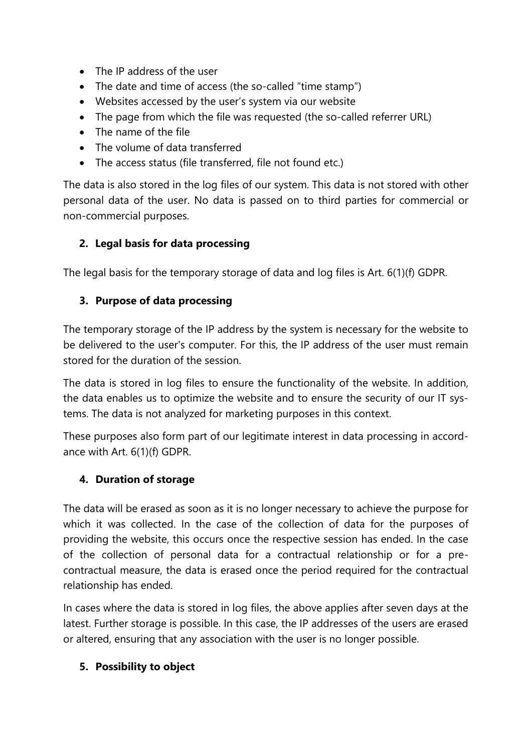- The IP address of the user
- The date and time of access (the so-called "time stamp")
- Websites accessed by the user's system via our website
- The page from which the file was requested (the so-called referrer URL)
- The name of the file
- The volume of data transferred
- The access status (file transferred, file not found etc.)

The data is also stored in the log files of our system. This data is not stored with other personal data of the user. No data is passed on to third parties for commercial or non-commercial purposes.

### 2. Legal basis for data processing

The legal basis for the temporary storage of data and log files is Art. 6(1)(f) GDPR.

### 3. Purpose of data processing

The temporary storage of the IP address by the system is necessary for the website to be delivered to the user's computer. For this, the IP address of the user must remain stored for the duration of the session.

The data is stored in log files to ensure the functionality of the website. In addition, the data enables us to optimize the website and to ensure the security of our IT systems. The data is not analyzed for marketing purposes in this context.

These purposes also form part of our legitimate interest in data processing in accordance with Art. 6(1)(f) GDPR.

### 4. Duration of storage

The data will be erased as soon as it is no longer necessary to achieve the purpose for which it was collected. In the case of the collection of data for the purposes of providing the website, this occurs once the respective session has ended. In the case of the collection of personal data for a contractual relationship or for a pre-contractual measure, the data is erased once the period required for the contractual relationship has ended.

In cases where the data is stored in log files, the above applies after seven days at the latest. Further storage is possible. In this case, the IP addresses of the users are erased or altered, ensuring that any association with the user is no longer possible.

### 5. Possibility to object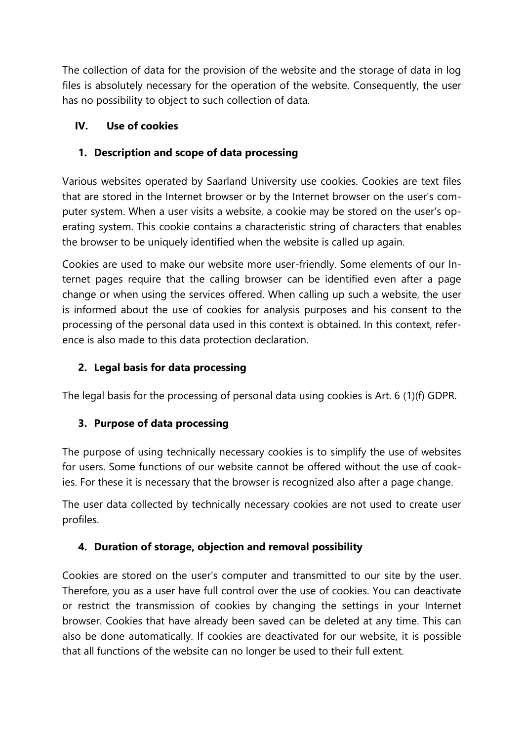The collection of data for the provision of the website and the storage of data in log files is absolutely necessary for the operation of the website. Consequently, the user has no possibility to object to such collection of data.

## IV. Use of cookies

### 1. Description and scope of data processing

Various websites operated by Saarland University use cookies. Cookies are text files that are stored in the Internet browser or by the Internet browser on the user's computer system. When a user visits a website, a cookie may be stored on the user's operating system. This cookie contains a characteristic string of characters that enables the browser to be uniquely identified when the website is called up again.

Cookies are used to make our website more user-friendly. Some elements of our Internet pages require that the calling browser can be identified even after a page change or when using the services offered. When calling up such a website, the user is informed about the use of cookies for analysis purposes and his consent to the processing of the personal data used in this context is obtained. In this context, reference is also made to this data protection declaration.

### 2. Legal basis for data processing

The legal basis for the processing of personal data using cookies is Art. 6 (1)(f) GDPR.

### 3. Purpose of data processing

The purpose of using technically necessary cookies is to simplify the use of websites for users. Some functions of our website cannot be offered without the use of cookies. For these it is necessary that the browser is recognized also after a page change.

The user data collected by technically necessary cookies are not used to create user profiles.

### 4. Duration of storage, objection and removal possibility

Cookies are stored on the user's computer and transmitted to our site by the user. Therefore, you as a user have full control over the use of cookies. You can deactivate or restrict the transmission of cookies by changing the settings in your Internet browser. Cookies that have already been saved can be deleted at any time. This can also be done automatically. If cookies are deactivated for our website, it is possible that all functions of the website can no longer be used to their full extent.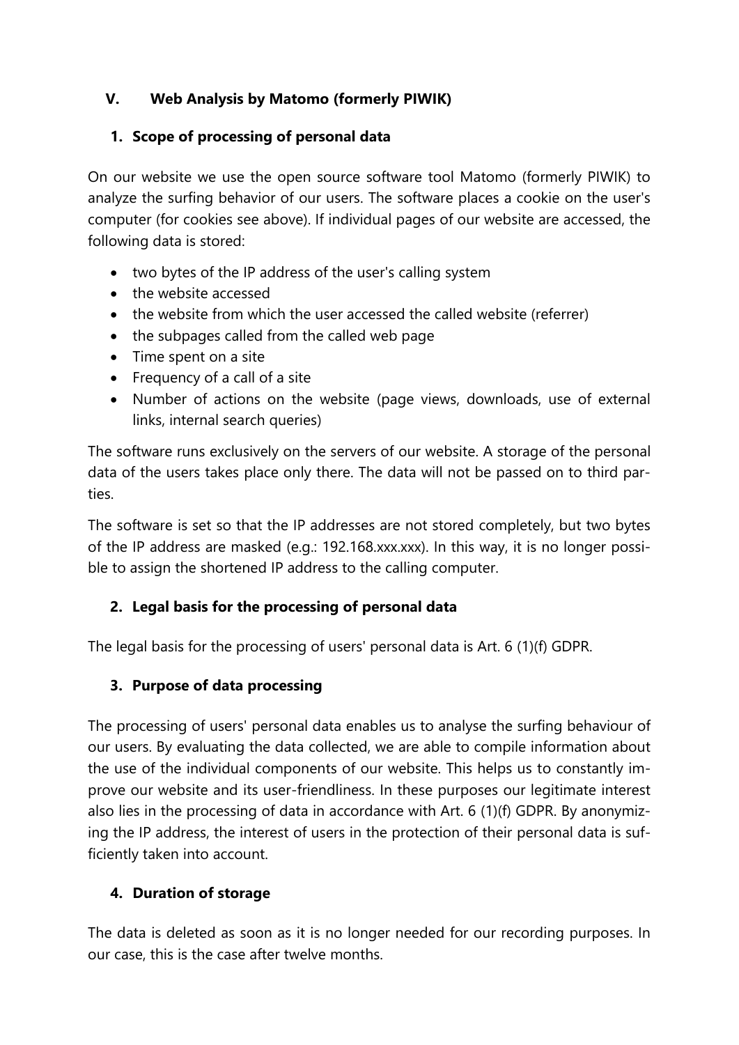## V. Web Analysis by Matomo (formerly PIWIK)

### 1. Scope of processing of personal data

On our website we use the open source software tool Matomo (formerly PIWIK) to analyze the surfing behavior of our users. The software places a cookie on the user's computer (for cookies see above). If individual pages of our website are accessed, the following data is stored:

- two bytes of the IP address of the user's calling system
- the website accessed
- the website from which the user accessed the called website (referrer)
- the subpages called from the called web page
- Time spent on a site
- Frequency of a call of a site
- Number of actions on the website (page views, downloads, use of external links, internal search queries)

The software runs exclusively on the servers of our website. A storage of the personal data of the users takes place only there. The data will not be passed on to third parties.

The software is set so that the IP addresses are not stored completely, but two bytes of the IP address are masked (e.g.: 192.168.xxx.xxx). In this way, it is no longer possible to assign the shortened IP address to the calling computer.

### 2. Legal basis for the processing of personal data

The legal basis for the processing of users' personal data is Art. 6 (1)(f) GDPR.

### 3. Purpose of data processing

The processing of users' personal data enables us to analyse the surfing behaviour of our users. By evaluating the data collected, we are able to compile information about the use of the individual components of our website. This helps us to constantly improve our website and its user-friendliness. In these purposes our legitimate interest also lies in the processing of data in accordance with Art. 6 (1)(f) GDPR. By anonymizing the IP address, the interest of users in the protection of their personal data is sufficiently taken into account.

### 4. Duration of storage

The data is deleted as soon as it is no longer needed for our recording purposes. In our case, this is the case after twelve months.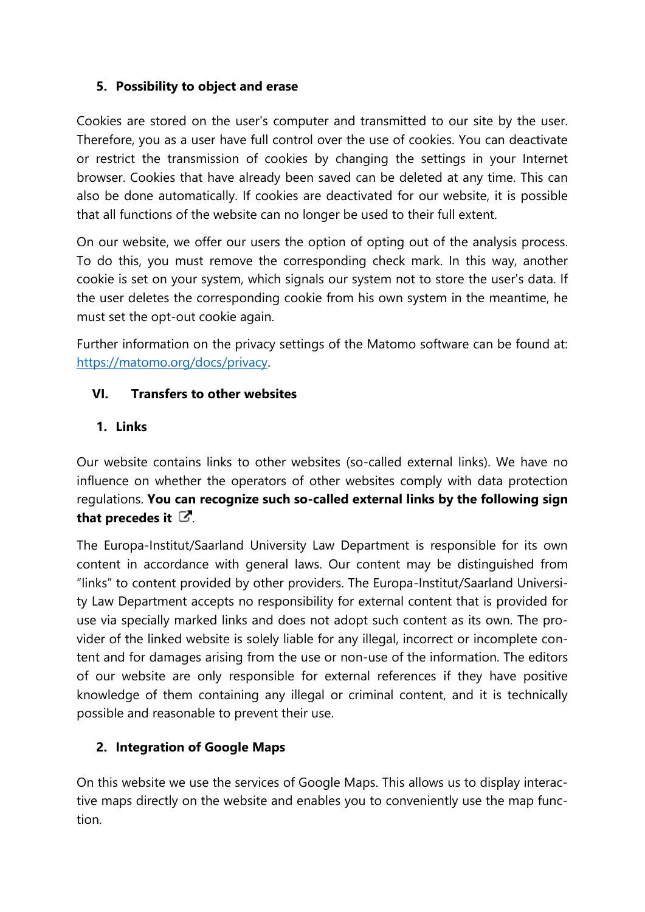#### 5. Possibility to object and erase

Cookies are stored on the user's computer and transmitted to our site by the user. Therefore, you as a user have full control over the use of cookies. You can deactivate or restrict the transmission of cookies by changing the settings in your Internet browser. Cookies that have already been saved can be deleted at any time. This can also be done automatically. If cookies are deactivated for our website, it is possible that all functions of the website can no longer be used to their full extent.

On our website, we offer our users the option of opting out of the analysis process. To do this, you must remove the corresponding check mark. In this way, another cookie is set on your system, which signals our system not to store the user's data. If the user deletes the corresponding cookie from his own system in the meantime, he must set the opt-out cookie again.

Further information on the privacy settings of the Matomo software can be found at: https://matomo.org/docs/privacy.

### VI. Transfers to other websites

#### 1. Links

Our website contains links to other websites (so-called external links). We have no influence on whether the operators of other websites comply with data protection regulations. **You can recognize such so-called external links by the following sign that precedes it** ↗.

The Europa-Institut/Saarland University Law Department is responsible for its own content in accordance with general laws. Our content may be distinguished from "links" to content provided by other providers. The Europa-Institut/Saarland University Law Department accepts no responsibility for external content that is provided for use via specially marked links and does not adopt such content as its own. The provider of the linked website is solely liable for any illegal, incorrect or incomplete content and for damages arising from the use or non-use of the information. The editors of our website are only responsible for external references if they have positive knowledge of them containing any illegal or criminal content, and it is technically possible and reasonable to prevent their use.

#### 2. Integration of Google Maps

On this website we use the services of Google Maps. This allows us to display interactive maps directly on the website and enables you to conveniently use the map function.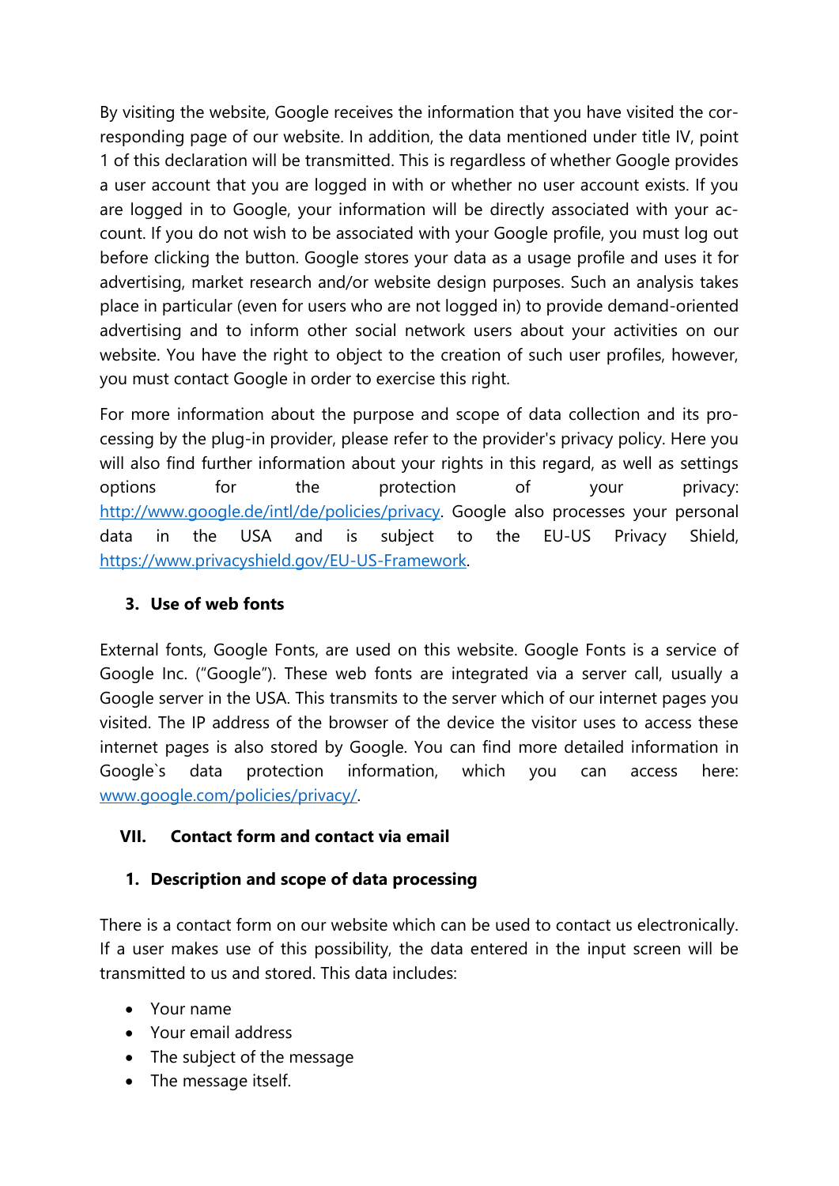By visiting the website, Google receives the information that you have visited the corresponding page of our website. In addition, the data mentioned under title IV, point 1 of this declaration will be transmitted. This is regardless of whether Google provides a user account that you are logged in with or whether no user account exists. If you are logged in to Google, your information will be directly associated with your account. If you do not wish to be associated with your Google profile, you must log out before clicking the button. Google stores your data as a usage profile and uses it for advertising, market research and/or website design purposes. Such an analysis takes place in particular (even for users who are not logged in) to provide demand-oriented advertising and to inform other social network users about your activities on our website. You have the right to object to the creation of such user profiles, however, you must contact Google in order to exercise this right.

For more information about the purpose and scope of data collection and its processing by the plug-in provider, please refer to the provider's privacy policy. Here you will also find further information about your rights in this regard, as well as settings options for the protection of your privacy: [http://www.google.de/intl/de/policies/privacy](http://www.google.de/intl/de/policies/privacy). Google also processes your personal data in the USA and is subject to the EU-US Privacy Shield, [https://www.privacyshield.gov/EU-US-Framework](https://www.privacyshield.gov/EU-US-Framework).

### 3. Use of web fonts

External fonts, Google Fonts, are used on this website. Google Fonts is a service of Google Inc. (“Google”). These web fonts are integrated via a server call, usually a Google server in the USA. This transmits to the server which of our internet pages you visited. The IP address of the browser of the device the visitor uses to access these internet pages is also stored by Google. You can find more detailed information in Google`s data protection information, which you can access here: [www.google.com/policies/privacy/](http://www.google.com/policies/privacy/).

## VII. Contact form and contact via email

### 1. Description and scope of data processing

There is a contact form on our website which can be used to contact us electronically. If a user makes use of this possibility, the data entered in the input screen will be transmitted to us and stored. This data includes:

- Your name
- Your email address
- The subject of the message
- The message itself.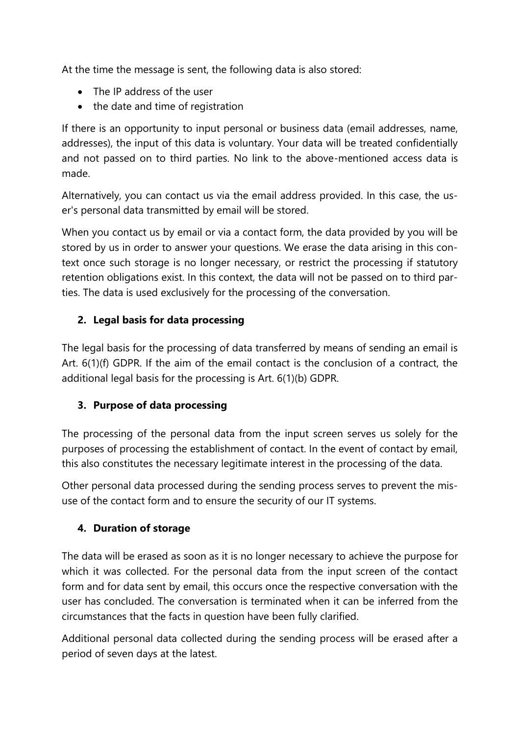At the time the message is sent, the following data is also stored:

- The IP address of the user
- the date and time of registration

If there is an opportunity to input personal or business data (email addresses, name, addresses), the input of this data is voluntary. Your data will be treated confidentially and not passed on to third parties. No link to the above-mentioned access data is made.

Alternatively, you can contact us via the email address provided. In this case, the user's personal data transmitted by email will be stored.

When you contact us by email or via a contact form, the data provided by you will be stored by us in order to answer your questions. We erase the data arising in this context once such storage is no longer necessary, or restrict the processing if statutory retention obligations exist. In this context, the data will not be passed on to third parties. The data is used exclusively for the processing of the conversation.

### 2. Legal basis for data processing

The legal basis for the processing of data transferred by means of sending an email is Art. 6(1)(f) GDPR. If the aim of the email contact is the conclusion of a contract, the additional legal basis for the processing is Art. 6(1)(b) GDPR.

### 3. Purpose of data processing

The processing of the personal data from the input screen serves us solely for the purposes of processing the establishment of contact. In the event of contact by email, this also constitutes the necessary legitimate interest in the processing of the data.

Other personal data processed during the sending process serves to prevent the misuse of the contact form and to ensure the security of our IT systems.

### 4. Duration of storage

The data will be erased as soon as it is no longer necessary to achieve the purpose for which it was collected. For the personal data from the input screen of the contact form and for data sent by email, this occurs once the respective conversation with the user has concluded. The conversation is terminated when it can be inferred from the circumstances that the facts in question have been fully clarified.

Additional personal data collected during the sending process will be erased after a period of seven days at the latest.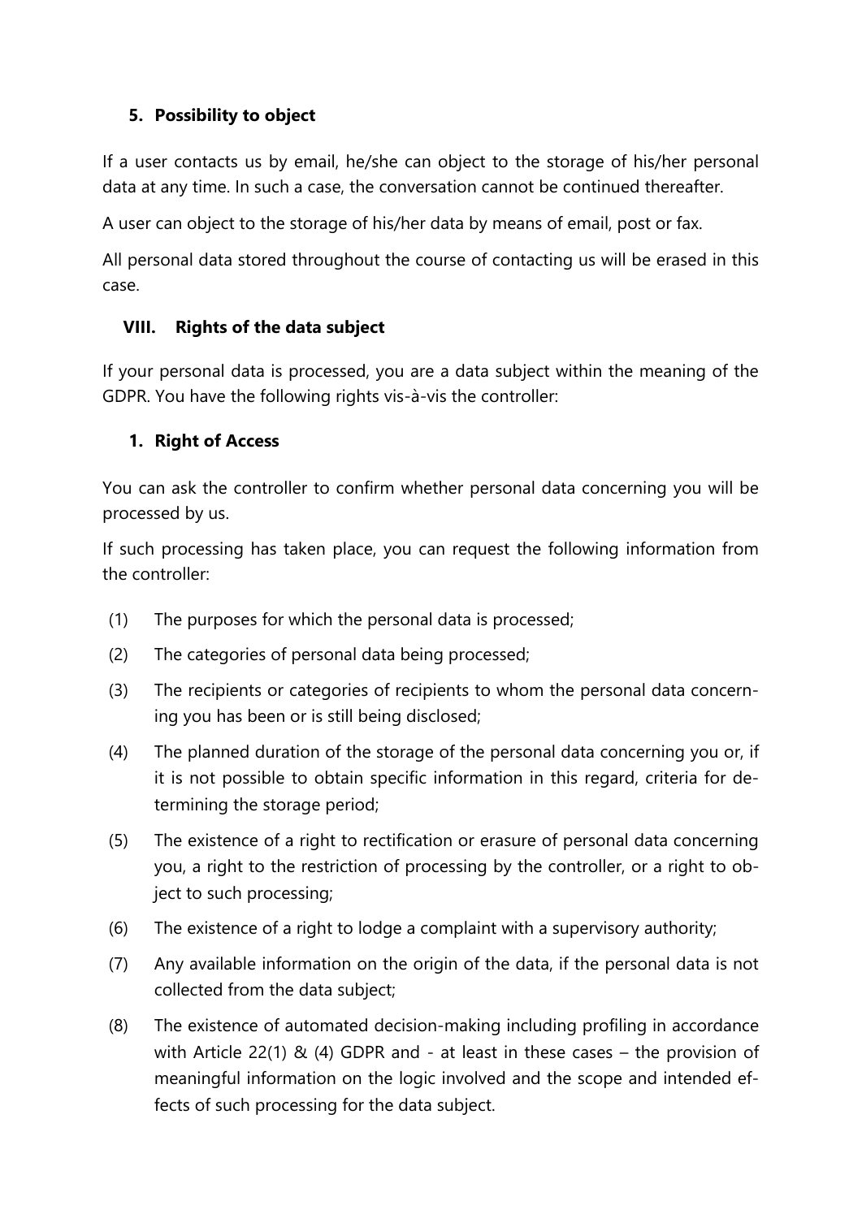### 5. Possibility to object

If a user contacts us by email, he/she can object to the storage of his/her personal data at any time. In such a case, the conversation cannot be continued thereafter.

A user can object to the storage of his/her data by means of email, post or fax.

All personal data stored throughout the course of contacting us will be erased in this case.

## VIII. Rights of the data subject

If your personal data is processed, you are a data subject within the meaning of the GDPR. You have the following rights vis-à-vis the controller:

### 1. Right of Access

You can ask the controller to confirm whether personal data concerning you will be processed by us.

If such processing has taken place, you can request the following information from the controller:

(1) The purposes for which the personal data is processed;

(2) The categories of personal data being processed;

(3) The recipients or categories of recipients to whom the personal data concerning you has been or is still being disclosed;

(4) The planned duration of the storage of the personal data concerning you or, if it is not possible to obtain specific information in this regard, criteria for determining the storage period;

(5) The existence of a right to rectification or erasure of personal data concerning you, a right to the restriction of processing by the controller, or a right to object to such processing;

(6) The existence of a right to lodge a complaint with a supervisory authority;

(7) Any available information on the origin of the data, if the personal data is not collected from the data subject;

(8) The existence of automated decision-making including profiling in accordance with Article 22(1) & (4) GDPR and - at least in these cases – the provision of meaningful information on the logic involved and the scope and intended effects of such processing for the data subject.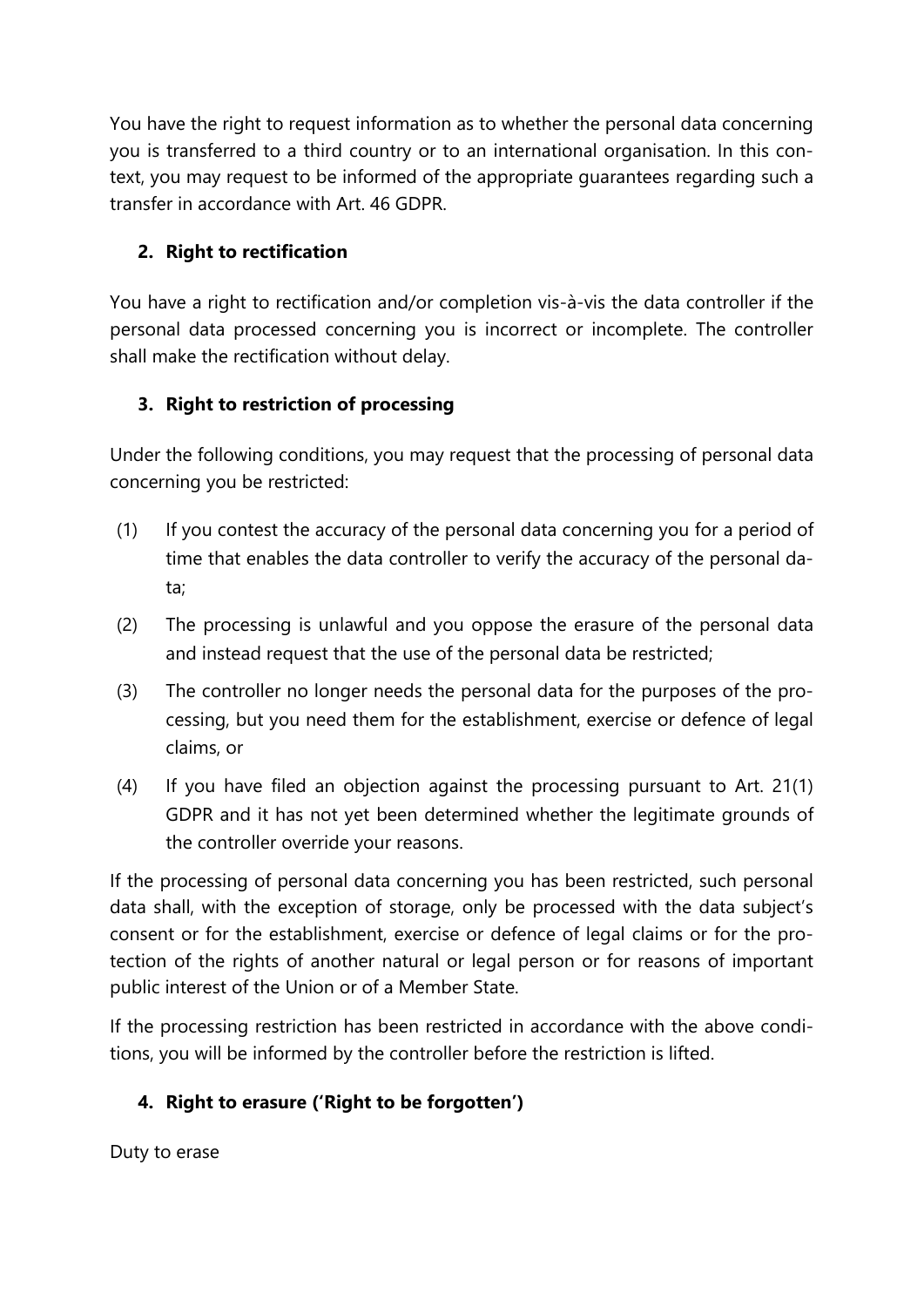You have the right to request information as to whether the personal data concerning you is transferred to a third country or to an international organisation. In this context, you may request to be informed of the appropriate guarantees regarding such a transfer in accordance with Art. 46 GDPR.

2. **Right to rectification**

You have a right to rectification and/or completion vis-à-vis the data controller if the personal data processed concerning you is incorrect or incomplete. The controller shall make the rectification without delay.

3. **Right to restriction of processing**

Under the following conditions, you may request that the processing of personal data concerning you be restricted:

(1) If you contest the accuracy of the personal data concerning you for a period of time that enables the data controller to verify the accuracy of the personal data;

(2) The processing is unlawful and you oppose the erasure of the personal data and instead request that the use of the personal data be restricted;

(3) The controller no longer needs the personal data for the purposes of the processing, but you need them for the establishment, exercise or defence of legal claims, or

(4) If you have filed an objection against the processing pursuant to Art. 21(1) GDPR and it has not yet been determined whether the legitimate grounds of the controller override your reasons.

If the processing of personal data concerning you has been restricted, such personal data shall, with the exception of storage, only be processed with the data subject's consent or for the establishment, exercise or defence of legal claims or for the protection of the rights of another natural or legal person or for reasons of important public interest of the Union or of a Member State.

If the processing restriction has been restricted in accordance with the above conditions, you will be informed by the controller before the restriction is lifted.

4. **Right to erasure ('Right to be forgotten')**

Duty to erase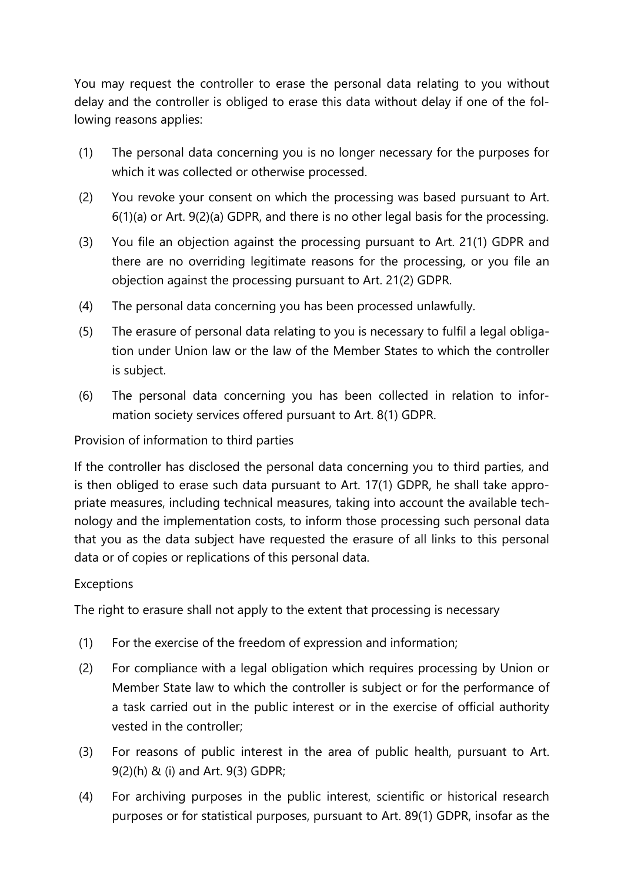You may request the controller to erase the personal data relating to you without delay and the controller is obliged to erase this data without delay if one of the following reasons applies:

(1) The personal data concerning you is no longer necessary for the purposes for which it was collected or otherwise processed.

(2) You revoke your consent on which the processing was based pursuant to Art. 6(1)(a) or Art. 9(2)(a) GDPR, and there is no other legal basis for the processing.

(3) You file an objection against the processing pursuant to Art. 21(1) GDPR and there are no overriding legitimate reasons for the processing, or you file an objection against the processing pursuant to Art. 21(2) GDPR.

(4) The personal data concerning you has been processed unlawfully.

(5) The erasure of personal data relating to you is necessary to fulfil a legal obligation under Union law or the law of the Member States to which the controller is subject.

(6) The personal data concerning you has been collected in relation to information society services offered pursuant to Art. 8(1) GDPR.

Provision of information to third parties

If the controller has disclosed the personal data concerning you to third parties, and is then obliged to erase such data pursuant to Art. 17(1) GDPR, he shall take appropriate measures, including technical measures, taking into account the available technology and the implementation costs, to inform those processing such personal data that you as the data subject have requested the erasure of all links to this personal data or of copies or replications of this personal data.

Exceptions

The right to erasure shall not apply to the extent that processing is necessary

(1) For the exercise of the freedom of expression and information;

(2) For compliance with a legal obligation which requires processing by Union or Member State law to which the controller is subject or for the performance of a task carried out in the public interest or in the exercise of official authority vested in the controller;

(3) For reasons of public interest in the area of public health, pursuant to Art. 9(2)(h) & (i) and Art. 9(3) GDPR;

(4) For archiving purposes in the public interest, scientific or historical research purposes or for statistical purposes, pursuant to Art. 89(1) GDPR, insofar as the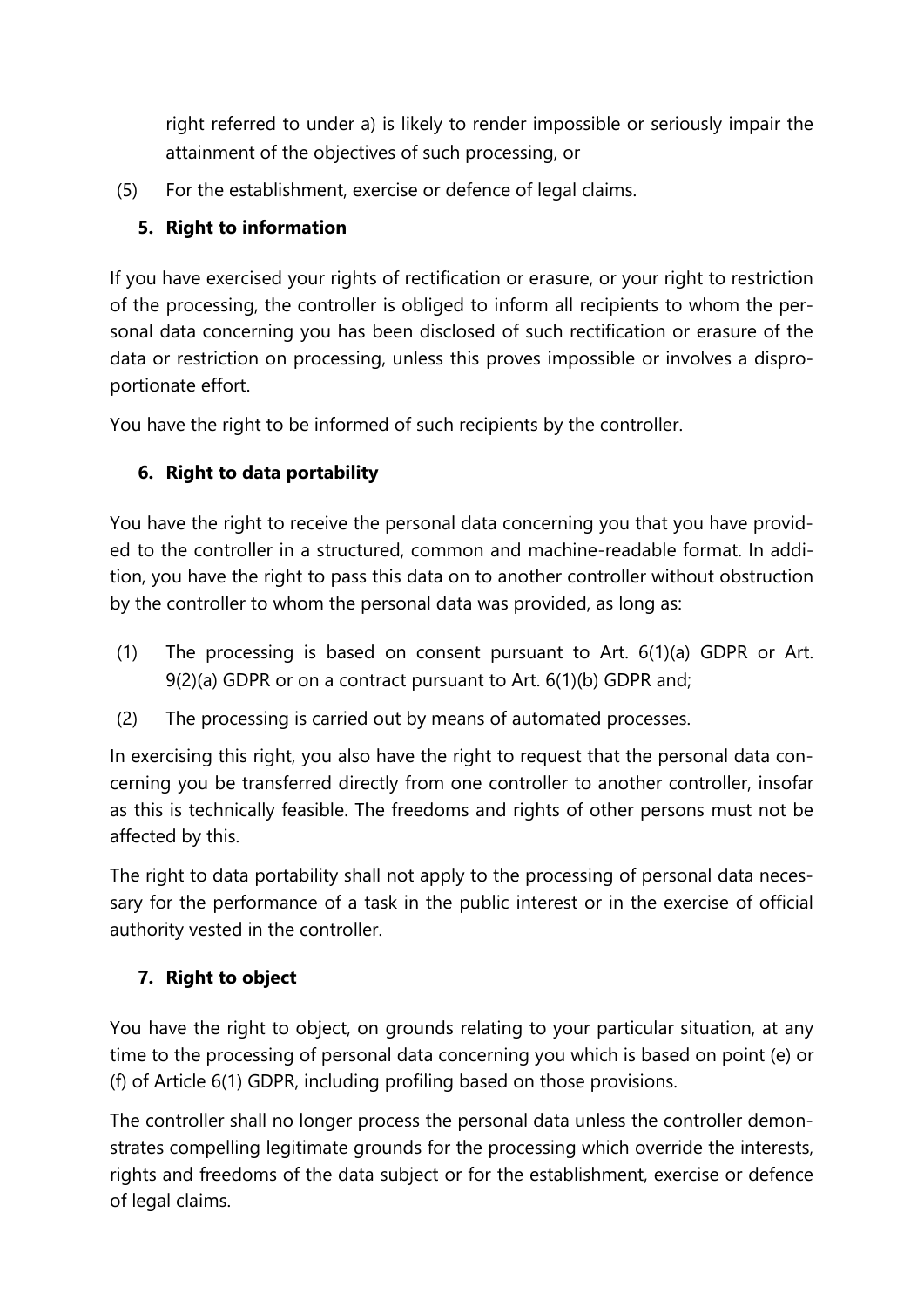right referred to under a) is likely to render impossible or seriously impair the attainment of the objectives of such processing, or

(5) For the establishment, exercise or defence of legal claims.

### 5. Right to information

If you have exercised your rights of rectification or erasure, or your right to restriction of the processing, the controller is obliged to inform all recipients to whom the personal data concerning you has been disclosed of such rectification or erasure of the data or restriction on processing, unless this proves impossible or involves a disproportionate effort.

You have the right to be informed of such recipients by the controller.

### 6. Right to data portability

You have the right to receive the personal data concerning you that you have provided to the controller in a structured, common and machine-readable format. In addition, you have the right to pass this data on to another controller without obstruction by the controller to whom the personal data was provided, as long as:

(1) The processing is based on consent pursuant to Art. 6(1)(a) GDPR or Art. 9(2)(a) GDPR or on a contract pursuant to Art. 6(1)(b) GDPR and;

(2) The processing is carried out by means of automated processes.

In exercising this right, you also have the right to request that the personal data concerning you be transferred directly from one controller to another controller, insofar as this is technically feasible. The freedoms and rights of other persons must not be affected by this.

The right to data portability shall not apply to the processing of personal data necessary for the performance of a task in the public interest or in the exercise of official authority vested in the controller.

### 7. Right to object

You have the right to object, on grounds relating to your particular situation, at any time to the processing of personal data concerning you which is based on point (e) or (f) of Article 6(1) GDPR, including profiling based on those provisions.

The controller shall no longer process the personal data unless the controller demonstrates compelling legitimate grounds for the processing which override the interests, rights and freedoms of the data subject or for the establishment, exercise or defence of legal claims.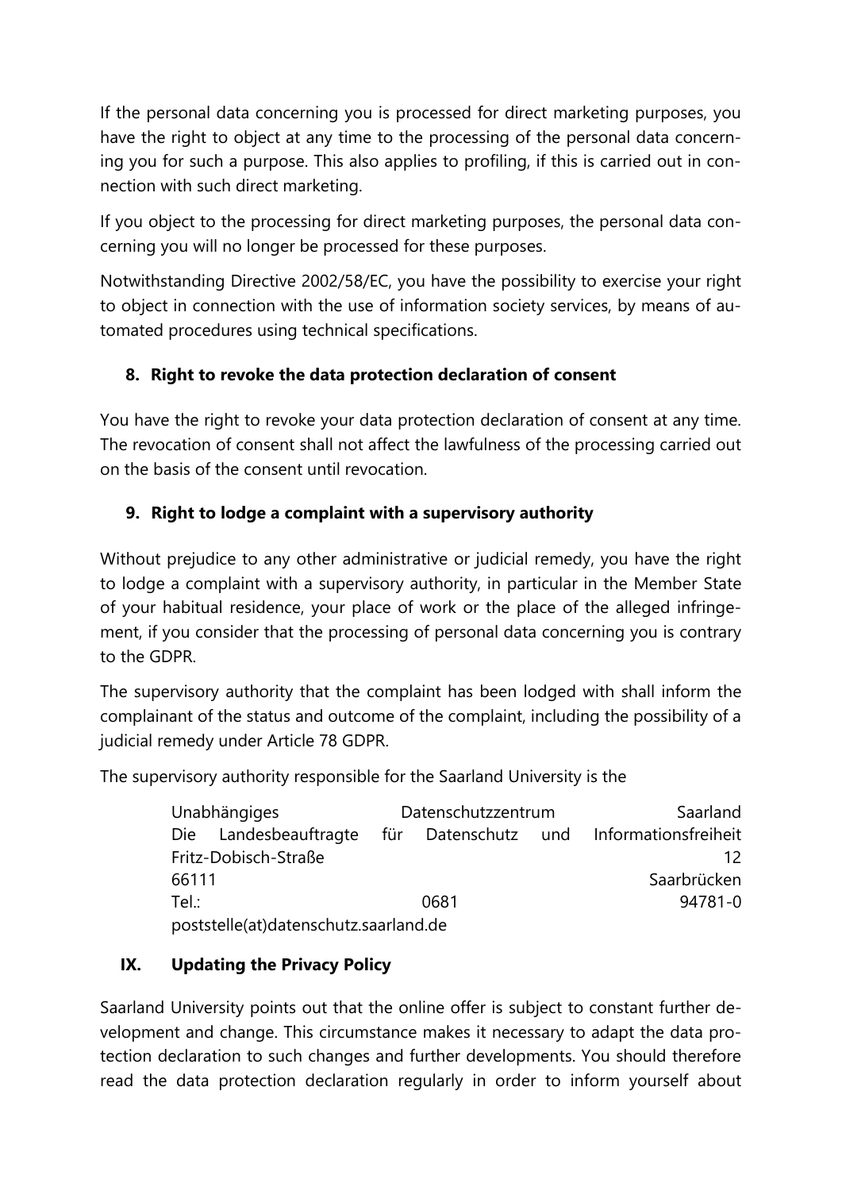If the personal data concerning you is processed for direct marketing purposes, you have the right to object at any time to the processing of the personal data concerning you for such a purpose. This also applies to profiling, if this is carried out in connection with such direct marketing.

If you object to the processing for direct marketing purposes, the personal data concerning you will no longer be processed for these purposes.

Notwithstanding Directive 2002/58/EC, you have the possibility to exercise your right to object in connection with the use of information society services, by means of automated procedures using technical specifications.

### 8. Right to revoke the data protection declaration of consent

You have the right to revoke your data protection declaration of consent at any time. The revocation of consent shall not affect the lawfulness of the processing carried out on the basis of the consent until revocation.

### 9. Right to lodge a complaint with a supervisory authority

Without prejudice to any other administrative or judicial remedy, you have the right to lodge a complaint with a supervisory authority, in particular in the Member State of your habitual residence, your place of work or the place of the alleged infringement, if you consider that the processing of personal data concerning you is contrary to the GDPR.

The supervisory authority that the complaint has been lodged with shall inform the complainant of the status and outcome of the complaint, including the possibility of a judicial remedy under Article 78 GDPR.

The supervisory authority responsible for the Saarland University is the

> Unabhängiges Datenschutzzentrum Saarland
> Die Landesbeauftragte für Datenschutz und Informationsfreiheit
> Fritz-Dobisch-Straße 12
> 66111 Saarbrücken
> Tel.: 0681 94781-0
> poststelle(at)datenschutz.saarland.de

## IX. Updating the Privacy Policy

Saarland University points out that the online offer is subject to constant further development and change. This circumstance makes it necessary to adapt the data protection declaration to such changes and further developments. You should therefore read the data protection declaration regularly in order to inform yourself about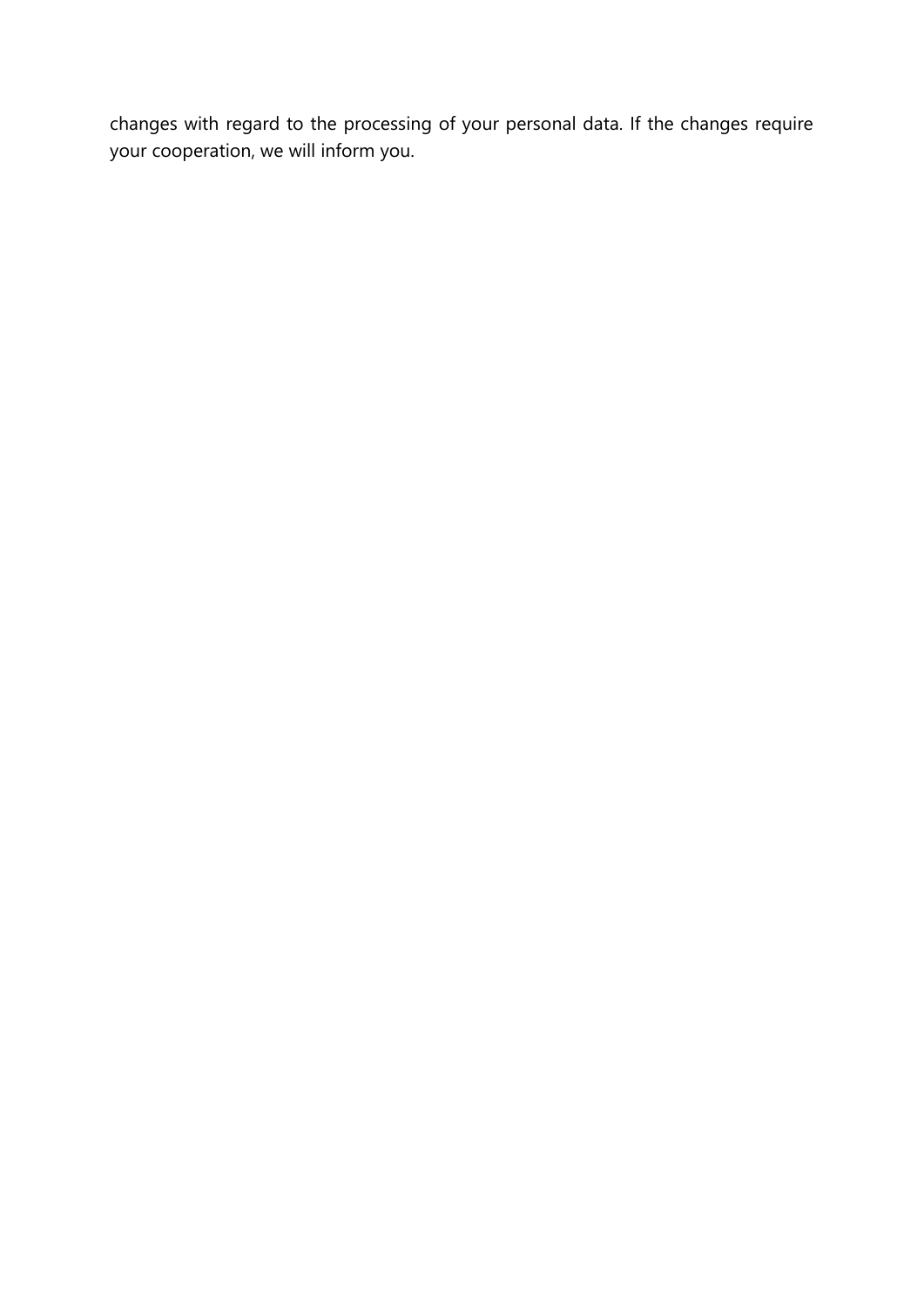changes with regard to the processing of your personal data. If the changes require your cooperation, we will inform you.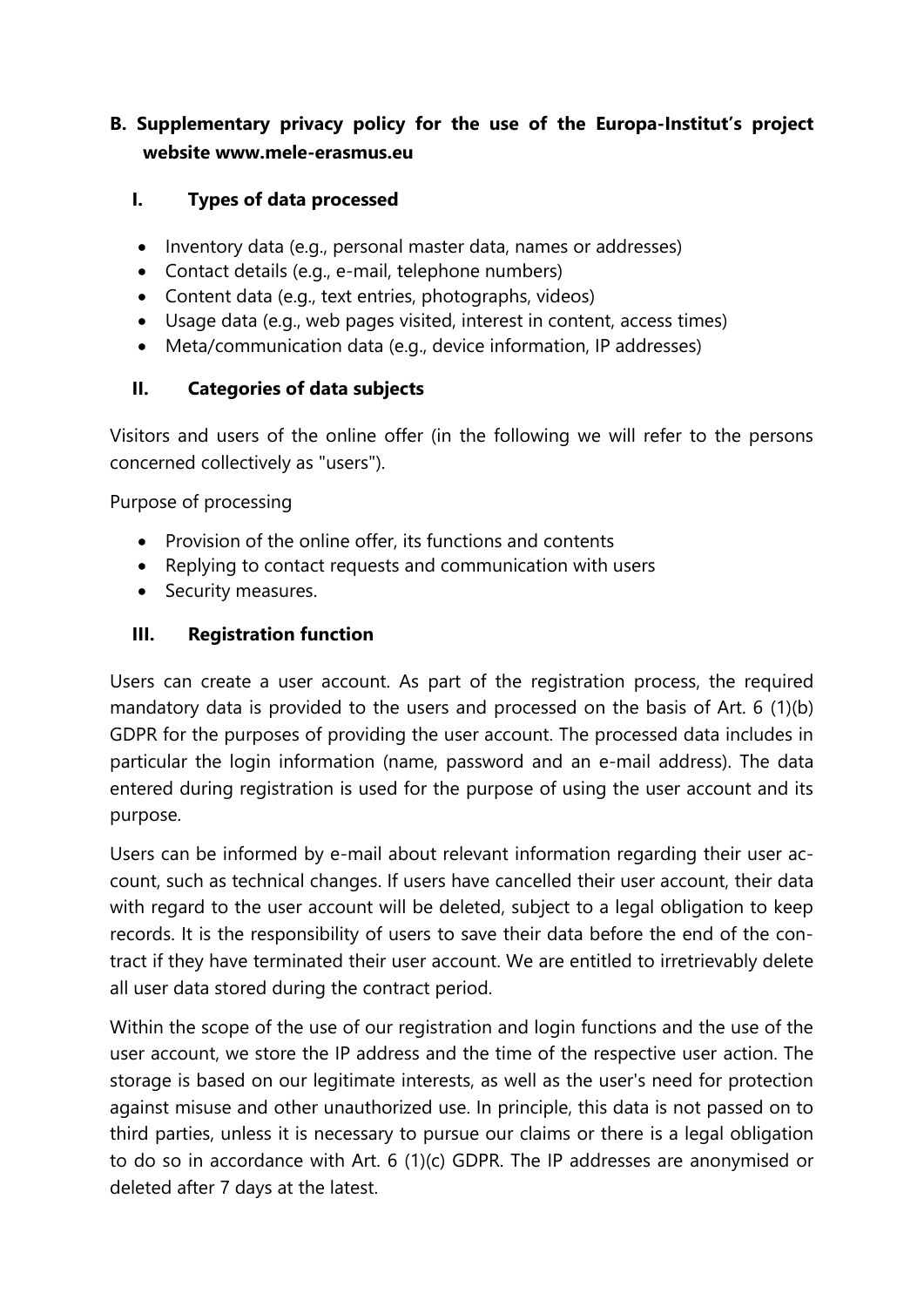## B. Supplementary privacy policy for the use of the Europa-Institut's project website www.mele-erasmus.eu

### I. Types of data processed

- Inventory data (e.g., personal master data, names or addresses)
- Contact details (e.g., e-mail, telephone numbers)
- Content data (e.g., text entries, photographs, videos)
- Usage data (e.g., web pages visited, interest in content, access times)
- Meta/communication data (e.g., device information, IP addresses)

### II. Categories of data subjects

Visitors and users of the online offer (in the following we will refer to the persons concerned collectively as "users").

Purpose of processing

- Provision of the online offer, its functions and contents
- Replying to contact requests and communication with users
- Security measures.

### III. Registration function

Users can create a user account. As part of the registration process, the required mandatory data is provided to the users and processed on the basis of Art. 6 (1)(b) GDPR for the purposes of providing the user account. The processed data includes in particular the login information (name, password and an e-mail address). The data entered during registration is used for the purpose of using the user account and its purpose.

Users can be informed by e-mail about relevant information regarding their user account, such as technical changes. If users have cancelled their user account, their data with regard to the user account will be deleted, subject to a legal obligation to keep records. It is the responsibility of users to save their data before the end of the contract if they have terminated their user account. We are entitled to irretrievably delete all user data stored during the contract period.

Within the scope of the use of our registration and login functions and the use of the user account, we store the IP address and the time of the respective user action. The storage is based on our legitimate interests, as well as the user's need for protection against misuse and other unauthorized use. In principle, this data is not passed on to third parties, unless it is necessary to pursue our claims or there is a legal obligation to do so in accordance with Art. 6 (1)(c) GDPR. The IP addresses are anonymised or deleted after 7 days at the latest.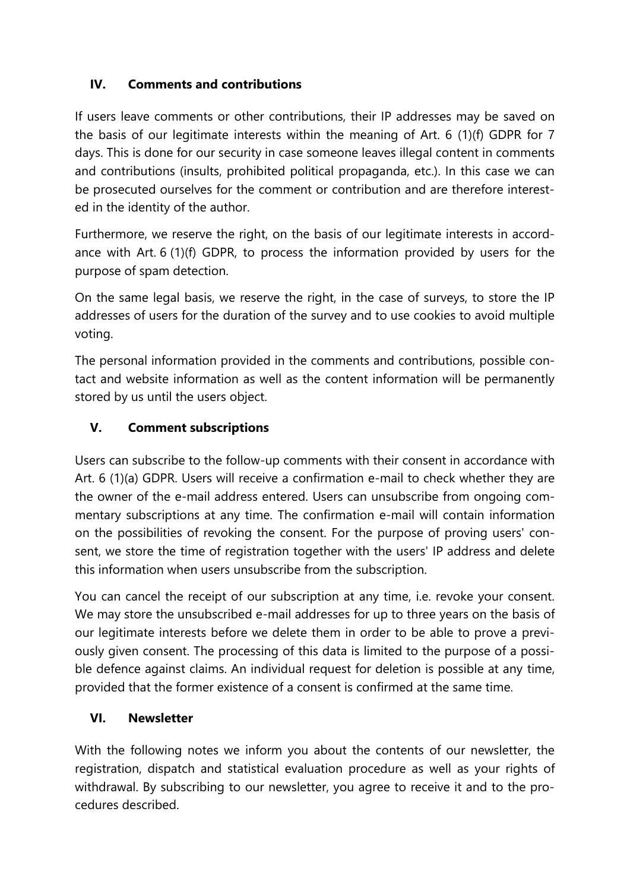## IV. Comments and contributions

If users leave comments or other contributions, their IP addresses may be saved on the basis of our legitimate interests within the meaning of Art. 6 (1)(f) GDPR for 7 days. This is done for our security in case someone leaves illegal content in comments and contributions (insults, prohibited political propaganda, etc.). In this case we can be prosecuted ourselves for the comment or contribution and are therefore interested in the identity of the author.

Furthermore, we reserve the right, on the basis of our legitimate interests in accordance with Art. 6 (1)(f) GDPR, to process the information provided by users for the purpose of spam detection.

On the same legal basis, we reserve the right, in the case of surveys, to store the IP addresses of users for the duration of the survey and to use cookies to avoid multiple voting.

The personal information provided in the comments and contributions, possible contact and website information as well as the content information will be permanently stored by us until the users object.

## V. Comment subscriptions

Users can subscribe to the follow-up comments with their consent in accordance with Art. 6 (1)(a) GDPR. Users will receive a confirmation e-mail to check whether they are the owner of the e-mail address entered. Users can unsubscribe from ongoing commentary subscriptions at any time. The confirmation e-mail will contain information on the possibilities of revoking the consent. For the purpose of proving users' consent, we store the time of registration together with the users' IP address and delete this information when users unsubscribe from the subscription.

You can cancel the receipt of our subscription at any time, i.e. revoke your consent. We may store the unsubscribed e-mail addresses for up to three years on the basis of our legitimate interests before we delete them in order to be able to prove a previously given consent. The processing of this data is limited to the purpose of a possible defence against claims. An individual request for deletion is possible at any time, provided that the former existence of a consent is confirmed at the same time.

## VI. Newsletter

With the following notes we inform you about the contents of our newsletter, the registration, dispatch and statistical evaluation procedure as well as your rights of withdrawal. By subscribing to our newsletter, you agree to receive it and to the procedures described.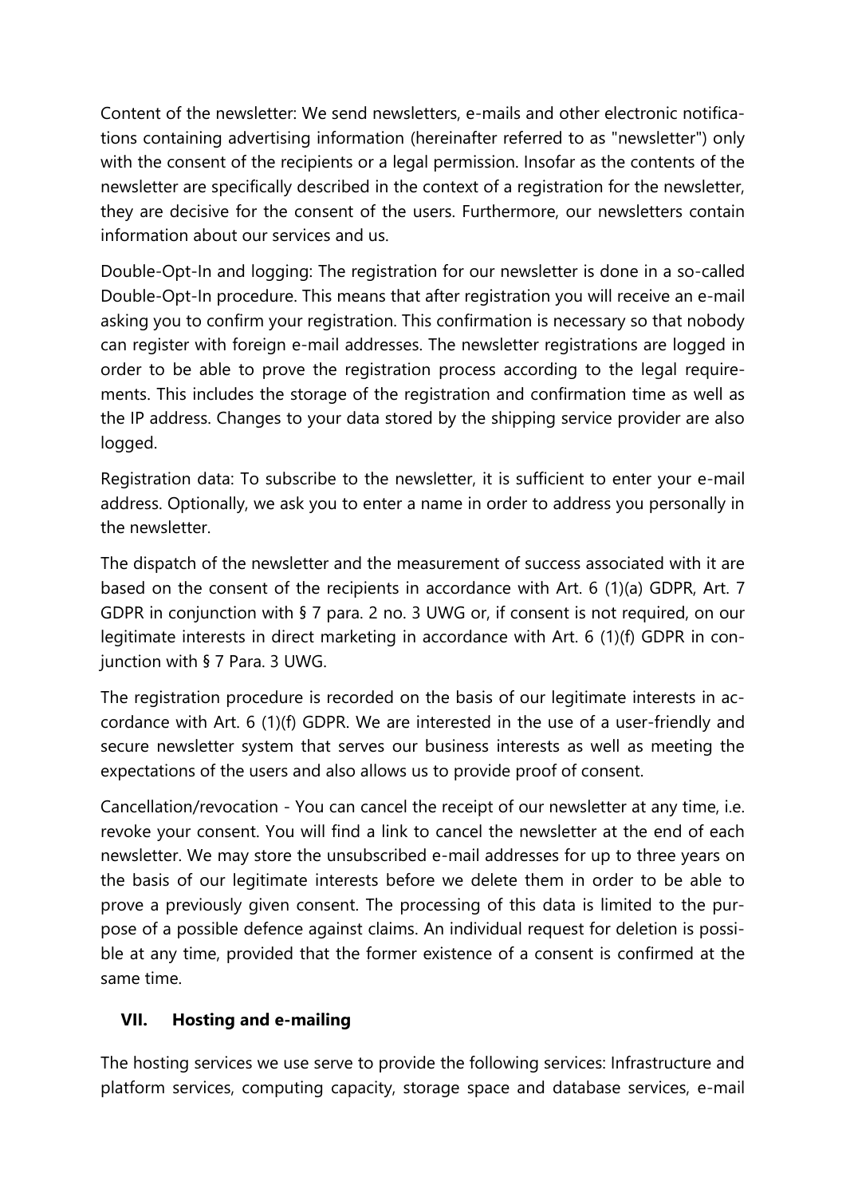Content of the newsletter: We send newsletters, e-mails and other electronic notifications containing advertising information (hereinafter referred to as "newsletter") only with the consent of the recipients or a legal permission. Insofar as the contents of the newsletter are specifically described in the context of a registration for the newsletter, they are decisive for the consent of the users. Furthermore, our newsletters contain information about our services and us.

Double-Opt-In and logging: The registration for our newsletter is done in a so-called Double-Opt-In procedure. This means that after registration you will receive an e-mail asking you to confirm your registration. This confirmation is necessary so that nobody can register with foreign e-mail addresses. The newsletter registrations are logged in order to be able to prove the registration process according to the legal requirements. This includes the storage of the registration and confirmation time as well as the IP address. Changes to your data stored by the shipping service provider are also logged.

Registration data: To subscribe to the newsletter, it is sufficient to enter your e-mail address. Optionally, we ask you to enter a name in order to address you personally in the newsletter.

The dispatch of the newsletter and the measurement of success associated with it are based on the consent of the recipients in accordance with Art. 6 (1)(a) GDPR, Art. 7 GDPR in conjunction with § 7 para. 2 no. 3 UWG or, if consent is not required, on our legitimate interests in direct marketing in accordance with Art. 6 (1)(f) GDPR in conjunction with § 7 Para. 3 UWG.

The registration procedure is recorded on the basis of our legitimate interests in accordance with Art. 6 (1)(f) GDPR. We are interested in the use of a user-friendly and secure newsletter system that serves our business interests as well as meeting the expectations of the users and also allows us to provide proof of consent.

Cancellation/revocation - You can cancel the receipt of our newsletter at any time, i.e. revoke your consent. You will find a link to cancel the newsletter at the end of each newsletter. We may store the unsubscribed e-mail addresses for up to three years on the basis of our legitimate interests before we delete them in order to be able to prove a previously given consent. The processing of this data is limited to the purpose of a possible defence against claims. An individual request for deletion is possible at any time, provided that the former existence of a consent is confirmed at the same time.

## VII. Hosting and e-mailing

The hosting services we use serve to provide the following services: Infrastructure and platform services, computing capacity, storage space and database services, e-mail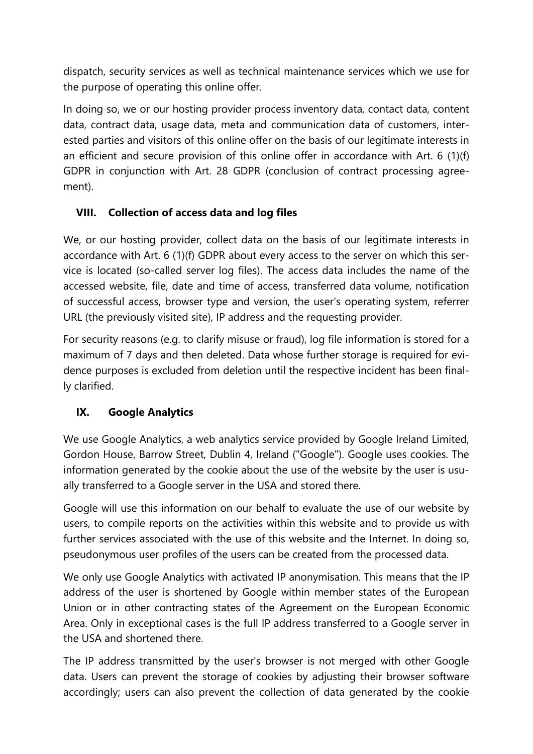dispatch, security services as well as technical maintenance services which we use for the purpose of operating this online offer.

In doing so, we or our hosting provider process inventory data, contact data, content data, contract data, usage data, meta and communication data of customers, interested parties and visitors of this online offer on the basis of our legitimate interests in an efficient and secure provision of this online offer in accordance with Art. 6 (1)(f) GDPR in conjunction with Art. 28 GDPR (conclusion of contract processing agreement).

## VIII. Collection of access data and log files

We, or our hosting provider, collect data on the basis of our legitimate interests in accordance with Art. 6 (1)(f) GDPR about every access to the server on which this service is located (so-called server log files). The access data includes the name of the accessed website, file, date and time of access, transferred data volume, notification of successful access, browser type and version, the user's operating system, referrer URL (the previously visited site), IP address and the requesting provider.

For security reasons (e.g. to clarify misuse or fraud), log file information is stored for a maximum of 7 days and then deleted. Data whose further storage is required for evidence purposes is excluded from deletion until the respective incident has been finally clarified.

## IX. Google Analytics

We use Google Analytics, a web analytics service provided by Google Ireland Limited, Gordon House, Barrow Street, Dublin 4, Ireland ("Google"). Google uses cookies. The information generated by the cookie about the use of the website by the user is usually transferred to a Google server in the USA and stored there.

Google will use this information on our behalf to evaluate the use of our website by users, to compile reports on the activities within this website and to provide us with further services associated with the use of this website and the Internet. In doing so, pseudonymous user profiles of the users can be created from the processed data.

We only use Google Analytics with activated IP anonymisation. This means that the IP address of the user is shortened by Google within member states of the European Union or in other contracting states of the Agreement on the European Economic Area. Only in exceptional cases is the full IP address transferred to a Google server in the USA and shortened there.

The IP address transmitted by the user's browser is not merged with other Google data. Users can prevent the storage of cookies by adjusting their browser software accordingly; users can also prevent the collection of data generated by the cookie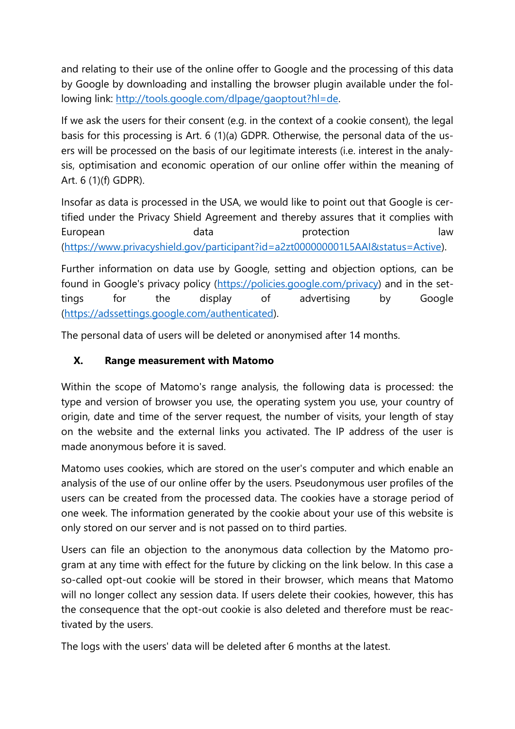and relating to their use of the online offer to Google and the processing of this data by Google by downloading and installing the browser plugin available under the following link: [http://tools.google.com/dlpage/gaoptout?hl=de](http://tools.google.com/dlpage/gaoptout?hl=de).

If we ask the users for their consent (e.g. in the context of a cookie consent), the legal basis for this processing is Art. 6 (1)(a) GDPR. Otherwise, the personal data of the users will be processed on the basis of our legitimate interests (i.e. interest in the analysis, optimisation and economic operation of our online offer within the meaning of Art. 6 (1)(f) GDPR).

Insofar as data is processed in the USA, we would like to point out that Google is certified under the Privacy Shield Agreement and thereby assures that it complies with European data protection law ([https://www.privacyshield.gov/participant?id=a2zt000000001L5AAI&status=Active](https://www.privacyshield.gov/participant?id=a2zt000000001L5AAI&status=Active)).

Further information on data use by Google, setting and objection options, can be found in Google's privacy policy ([https://policies.google.com/privacy](https://policies.google.com/privacy)) and in the settings for the display of advertising by Google ([https://adssettings.google.com/authenticated](https://adssettings.google.com/authenticated)).

The personal data of users will be deleted or anonymised after 14 months.

## X. Range measurement with Matomo

Within the scope of Matomo's range analysis, the following data is processed: the type and version of browser you use, the operating system you use, your country of origin, date and time of the server request, the number of visits, your length of stay on the website and the external links you activated. The IP address of the user is made anonymous before it is saved.

Matomo uses cookies, which are stored on the user's computer and which enable an analysis of the use of our online offer by the users. Pseudonymous user profiles of the users can be created from the processed data. The cookies have a storage period of one week. The information generated by the cookie about your use of this website is only stored on our server and is not passed on to third parties.

Users can file an objection to the anonymous data collection by the Matomo program at any time with effect for the future by clicking on the link below. In this case a so-called opt-out cookie will be stored in their browser, which means that Matomo will no longer collect any session data. If users delete their cookies, however, this has the consequence that the opt-out cookie is also deleted and therefore must be reactivated by the users.

The logs with the users' data will be deleted after 6 months at the latest.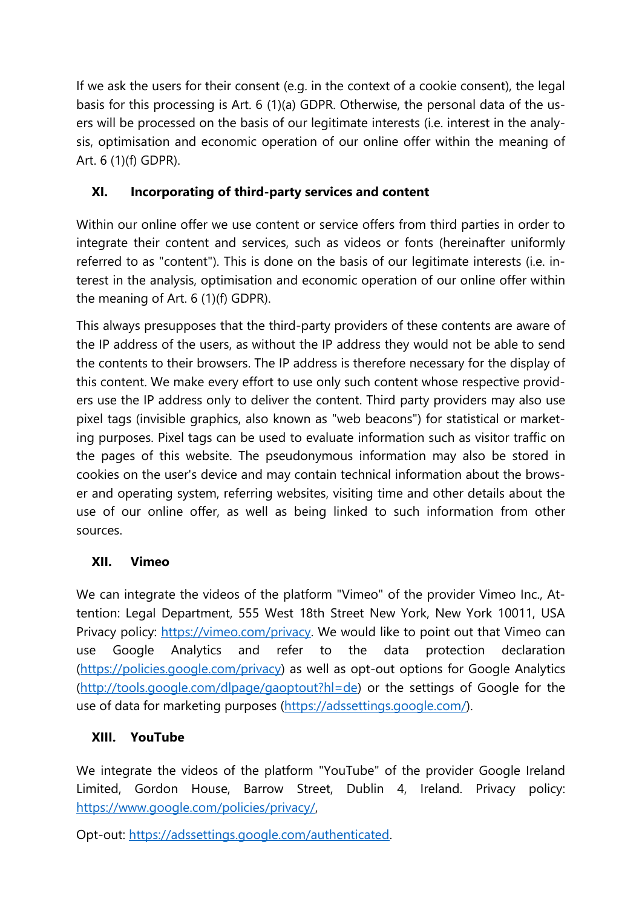If we ask the users for their consent (e.g. in the context of a cookie consent), the legal basis for this processing is Art. 6 (1)(a) GDPR. Otherwise, the personal data of the users will be processed on the basis of our legitimate interests (i.e. interest in the analysis, optimisation and economic operation of our online offer within the meaning of Art. 6 (1)(f) GDPR).

## XI. Incorporating of third-party services and content

Within our online offer we use content or service offers from third parties in order to integrate their content and services, such as videos or fonts (hereinafter uniformly referred to as "content"). This is done on the basis of our legitimate interests (i.e. interest in the analysis, optimisation and economic operation of our online offer within the meaning of Art. 6 (1)(f) GDPR).

This always presupposes that the third-party providers of these contents are aware of the IP address of the users, as without the IP address they would not be able to send the contents to their browsers. The IP address is therefore necessary for the display of this content. We make every effort to use only such content whose respective providers use the IP address only to deliver the content. Third party providers may also use pixel tags (invisible graphics, also known as "web beacons") for statistical or marketing purposes. Pixel tags can be used to evaluate information such as visitor traffic on the pages of this website. The pseudonymous information may also be stored in cookies on the user's device and may contain technical information about the browser and operating system, referring websites, visiting time and other details about the use of our online offer, as well as being linked to such information from other sources.

## XII. Vimeo

We can integrate the videos of the platform "Vimeo" of the provider Vimeo Inc., Attention: Legal Department, 555 West 18th Street New York, New York 10011, USA Privacy policy: https://vimeo.com/privacy. We would like to point out that Vimeo can use Google Analytics and refer to the data protection declaration (https://policies.google.com/privacy) as well as opt-out options for Google Analytics (http://tools.google.com/dlpage/gaoptout?hl=de) or the settings of Google for the use of data for marketing purposes (https://adssettings.google.com/).

## XIII. YouTube

We integrate the videos of the platform "YouTube" of the provider Google Ireland Limited, Gordon House, Barrow Street, Dublin 4, Ireland. Privacy policy: https://www.google.com/policies/privacy/,

Opt-out: https://adssettings.google.com/authenticated.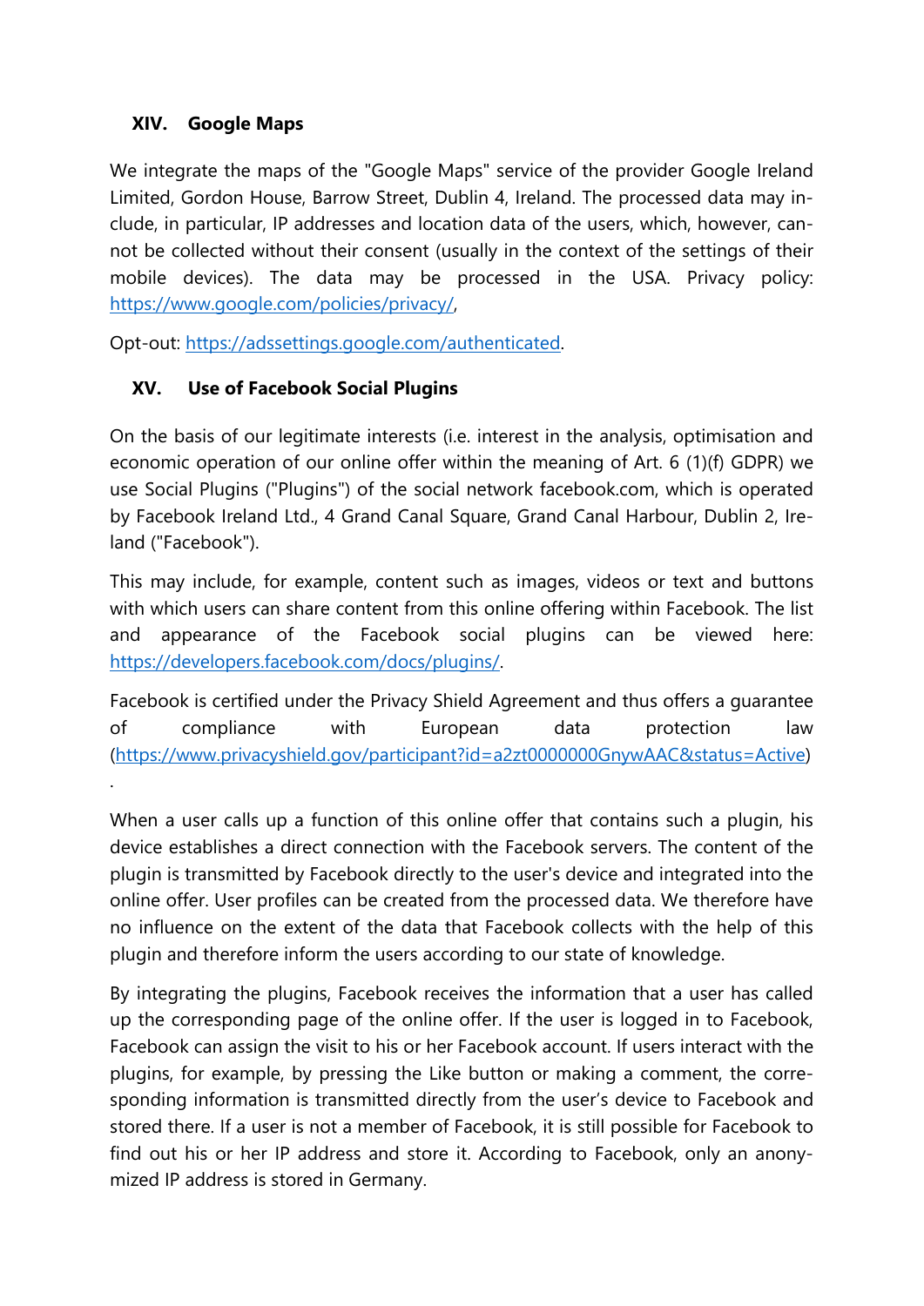## XIV. Google Maps

We integrate the maps of the "Google Maps" service of the provider Google Ireland Limited, Gordon House, Barrow Street, Dublin 4, Ireland. The processed data may include, in particular, IP addresses and location data of the users, which, however, cannot be collected without their consent (usually in the context of the settings of their mobile devices). The data may be processed in the USA. Privacy policy: https://www.google.com/policies/privacy/,

Opt-out: https://adssettings.google.com/authenticated.

## XV. Use of Facebook Social Plugins

On the basis of our legitimate interests (i.e. interest in the analysis, optimisation and economic operation of our online offer within the meaning of Art. 6 (1)(f) GDPR) we use Social Plugins ("Plugins") of the social network facebook.com, which is operated by Facebook Ireland Ltd., 4 Grand Canal Square, Grand Canal Harbour, Dublin 2, Ireland ("Facebook").

This may include, for example, content such as images, videos or text and buttons with which users can share content from this online offering within Facebook. The list and appearance of the Facebook social plugins can be viewed here: https://developers.facebook.com/docs/plugins/.

Facebook is certified under the Privacy Shield Agreement and thus offers a guarantee of compliance with European data protection law (https://www.privacyshield.gov/participant?id=a2zt0000000GnywAAC&status=Active).

When a user calls up a function of this online offer that contains such a plugin, his device establishes a direct connection with the Facebook servers. The content of the plugin is transmitted by Facebook directly to the user's device and integrated into the online offer. User profiles can be created from the processed data. We therefore have no influence on the extent of the data that Facebook collects with the help of this plugin and therefore inform the users according to our state of knowledge.

By integrating the plugins, Facebook receives the information that a user has called up the corresponding page of the online offer. If the user is logged in to Facebook, Facebook can assign the visit to his or her Facebook account. If users interact with the plugins, for example, by pressing the Like button or making a comment, the corresponding information is transmitted directly from the user's device to Facebook and stored there. If a user is not a member of Facebook, it is still possible for Facebook to find out his or her IP address and store it. According to Facebook, only an anonymized IP address is stored in Germany.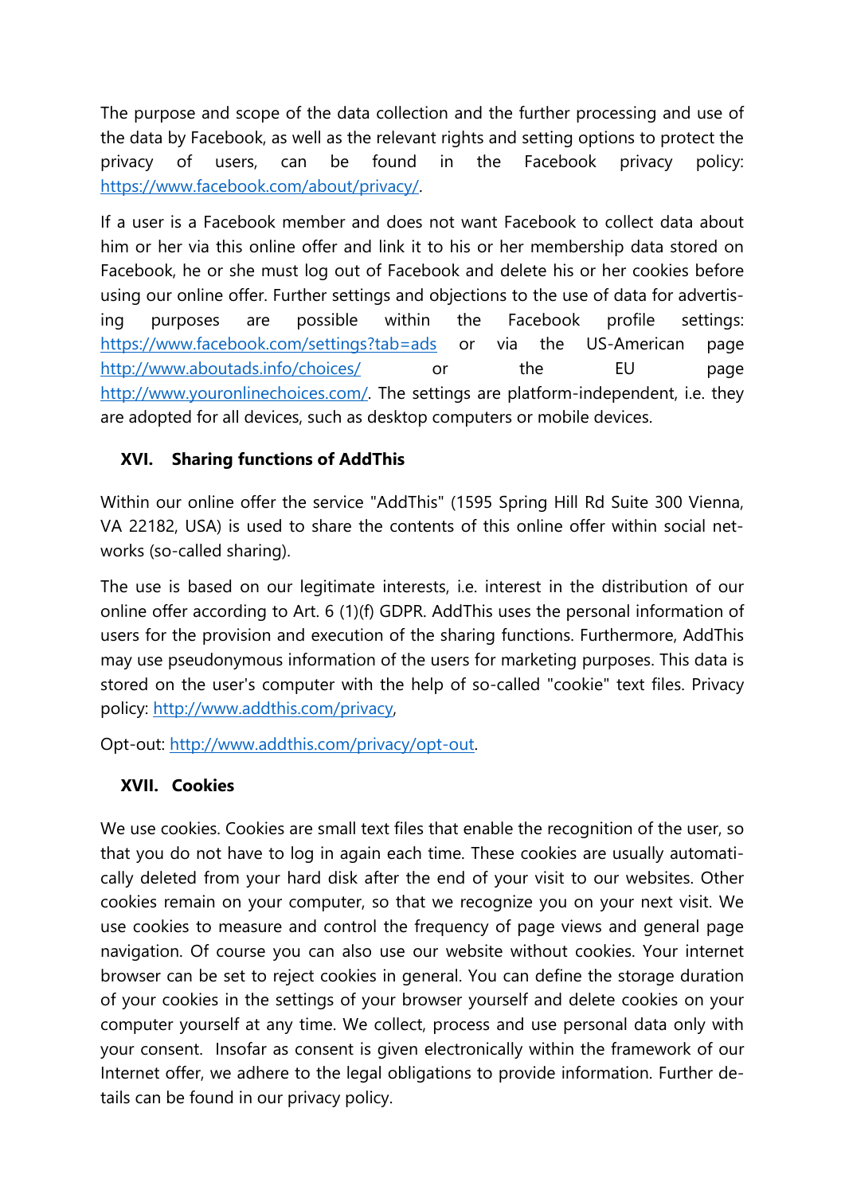The purpose and scope of the data collection and the further processing and use of the data by Facebook, as well as the relevant rights and setting options to protect the privacy of users, can be found in the Facebook privacy policy: https://www.facebook.com/about/privacy/.

If a user is a Facebook member and does not want Facebook to collect data about him or her via this online offer and link it to his or her membership data stored on Facebook, he or she must log out of Facebook and delete his or her cookies before using our online offer. Further settings and objections to the use of data for advertising purposes are possible within the Facebook profile settings: https://www.facebook.com/settings?tab=ads or via the US-American page http://www.aboutads.info/choices/ or the EU page http://www.youronlinechoices.com/. The settings are platform-independent, i.e. they are adopted for all devices, such as desktop computers or mobile devices.

## XVI. Sharing functions of AddThis

Within our online offer the service "AddThis" (1595 Spring Hill Rd Suite 300 Vienna, VA 22182, USA) is used to share the contents of this online offer within social networks (so-called sharing).

The use is based on our legitimate interests, i.e. interest in the distribution of our online offer according to Art. 6 (1)(f) GDPR. AddThis uses the personal information of users for the provision and execution of the sharing functions. Furthermore, AddThis may use pseudonymous information of the users for marketing purposes. This data is stored on the user's computer with the help of so-called "cookie" text files. Privacy policy: http://www.addthis.com/privacy,

Opt-out: http://www.addthis.com/privacy/opt-out.

## XVII. Cookies

We use cookies. Cookies are small text files that enable the recognition of the user, so that you do not have to log in again each time. These cookies are usually automatically deleted from your hard disk after the end of your visit to our websites. Other cookies remain on your computer, so that we recognize you on your next visit. We use cookies to measure and control the frequency of page views and general page navigation. Of course you can also use our website without cookies. Your internet browser can be set to reject cookies in general. You can define the storage duration of your cookies in the settings of your browser yourself and delete cookies on your computer yourself at any time. We collect, process and use personal data only with your consent. Insofar as consent is given electronically within the framework of our Internet offer, we adhere to the legal obligations to provide information. Further details can be found in our privacy policy.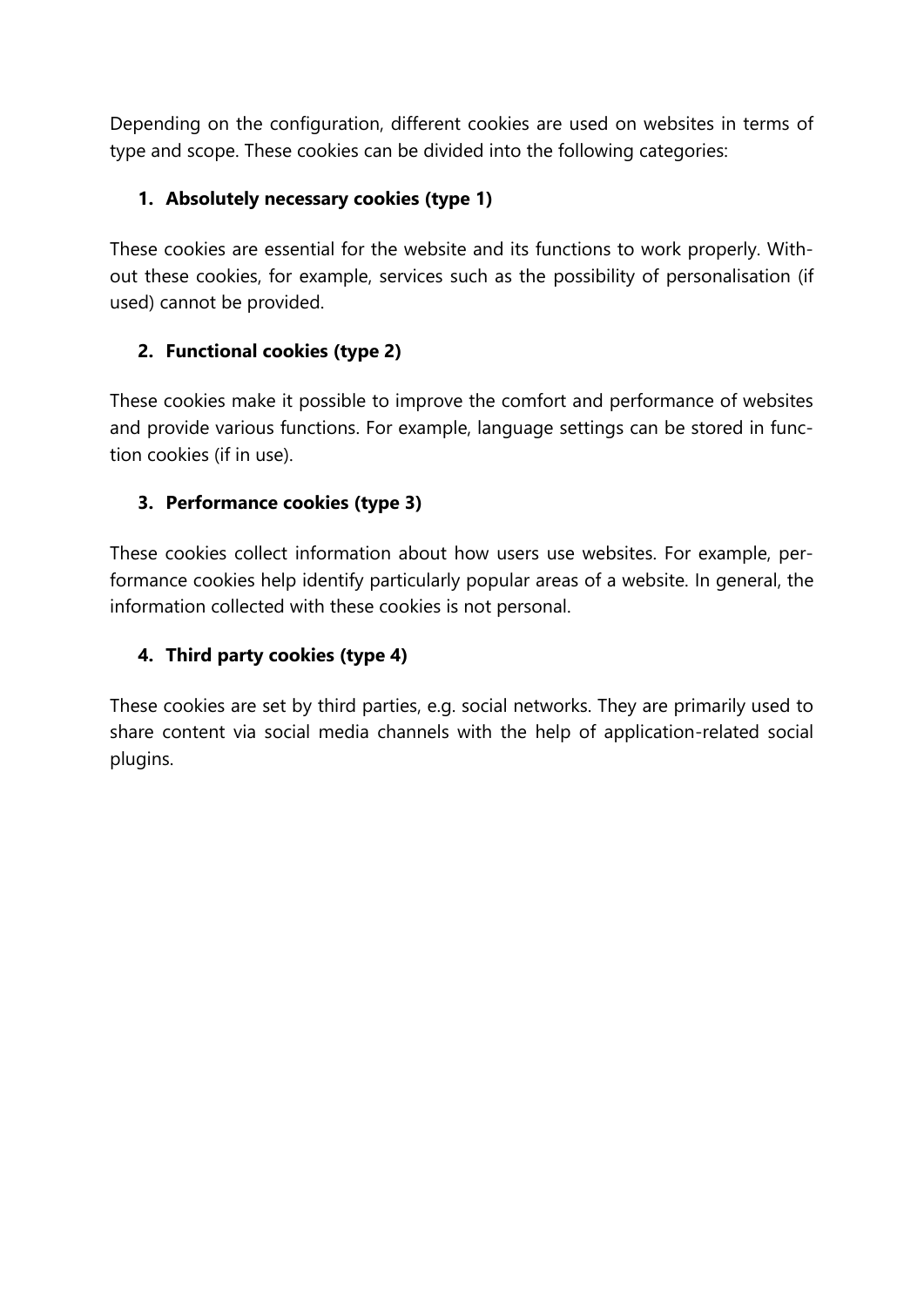Depending on the configuration, different cookies are used on websites in terms of type and scope. These cookies can be divided into the following categories:

1. **Absolutely necessary cookies (type 1)**

These cookies are essential for the website and its functions to work properly. Without these cookies, for example, services such as the possibility of personalisation (if used) cannot be provided.

2. **Functional cookies (type 2)**

These cookies make it possible to improve the comfort and performance of websites and provide various functions. For example, language settings can be stored in function cookies (if in use).

3. **Performance cookies (type 3)**

These cookies collect information about how users use websites. For example, performance cookies help identify particularly popular areas of a website. In general, the information collected with these cookies is not personal.

4. **Third party cookies (type 4)**

These cookies are set by third parties, e.g. social networks. They are primarily used to share content via social media channels with the help of application-related social plugins.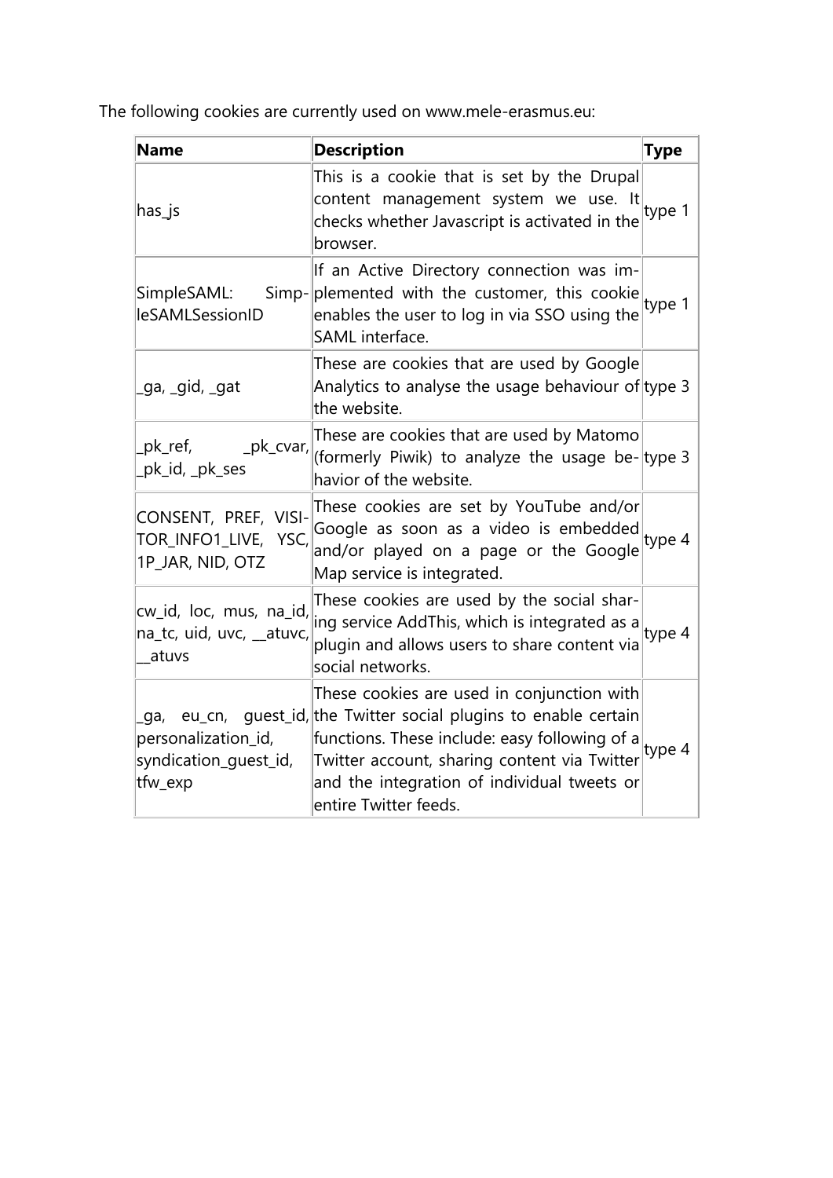The following cookies are currently used on www.mele-erasmus.eu:

| Name | Description | Type |
|---|---|---|
| has_js | This is a cookie that is set by the Drupal content management system we use. It checks whether Javascript is activated in the browser. | type 1 |
| SimpleSAML: SimpleSAMLSessionID | If an Active Directory connection was implemented with the customer, this cookie enables the user to log in via SSO using the SAML interface. | type 1 |
| _ga, _gid, _gat | These are cookies that are used by Google Analytics to analyse the usage behaviour of the website. | type 3 |
| _pk_ref, _pk_cvar, _pk_id, _pk_ses | These are cookies that are used by Matomo (formerly Piwik) to analyze the usage behavior of the website. | type 3 |
| CONSENT, PREF, VISITOR_INFO1_LIVE, YSC, 1P_JAR, NID, OTZ | These cookies are set by YouTube and/or Google as soon as a video is embedded and/or played on a page or the Google Map service is integrated. | type 4 |
| cw_id, loc, mus, na_id, na_tc, uid, uvc, __atuvc, __atuvs | These cookies are used by the social sharing service AddThis, which is integrated as a plugin and allows users to share content via social networks. | type 4 |
| _ga, eu_cn, guest_id, personalization_id, syndication_guest_id, tfw_exp | These cookies are used in conjunction with the Twitter social plugins to enable certain functions. These include: easy following of a Twitter account, sharing content via Twitter and the integration of individual tweets or entire Twitter feeds. | type 4 |